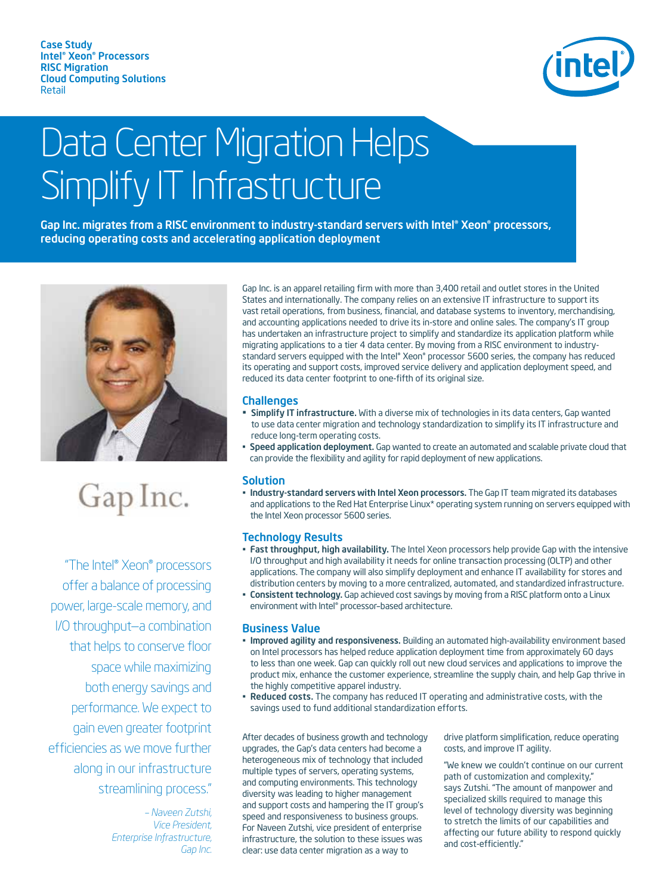**Case Study**
**Intel® Xeon® Processors**
**RISC Migration**
**Cloud Computing Solutions**
Retail

# Data Center Migration Helps Simplify IT Infrastructure

**Gap Inc. migrates from a RISC environment to industry-standard servers with Intel® Xeon® processors, reducing operating costs and accelerating application deployment**

Gap Inc.

*"The Intel® Xeon® processors offer a balance of processing power, large-scale memory, and I/O throughput—a combination that helps to conserve floor space while maximizing both energy savings and performance. We expect to gain even greater footprint efficiencies as we move further along in our infrastructure streamlining process."*

*– Naveen Zutshi, Vice President, Enterprise Infrastructure, Gap Inc.*

Gap Inc. is an apparel retailing firm with more than 3,400 retail and outlet stores in the United States and internationally. The company relies on an extensive IT infrastructure to support its vast retail operations, from business, financial, and database systems to inventory, merchandising, and accounting applications needed to drive its in-store and online sales. The company's IT group has undertaken an infrastructure project to simplify and standardize its application platform while migrating applications to a tier 4 data center. By moving from a RISC environment to industry-standard servers equipped with the Intel® Xeon® processor 5600 series, the company has reduced its operating and support costs, improved service delivery and application deployment speed, and reduced its data center footprint to one-fifth of its original size.

## Challenges

- **Simplify IT infrastructure.** With a diverse mix of technologies in its data centers, Gap wanted to use data center migration and technology standardization to simplify its IT infrastructure and reduce long-term operating costs.
- **Speed application deployment.** Gap wanted to create an automated and scalable private cloud that can provide the flexibility and agility for rapid deployment of new applications.

## Solution

- **Industry-standard servers with Intel Xeon processors.** The Gap IT team migrated its databases and applications to the Red Hat Enterprise Linux* operating system running on servers equipped with the Intel Xeon processor 5600 series.

## Technology Results

- **Fast throughput, high availability.** The Intel Xeon processors help provide Gap with the intensive I/O throughput and high availability it needs for online transaction processing (OLTP) and other applications. The company will also simplify deployment and enhance IT availability for stores and distribution centers by moving to a more centralized, automated, and standardized infrastructure.
- **Consistent technology.** Gap achieved cost savings by moving from a RISC platform onto a Linux environment with Intel® processor-based architecture.

## Business Value

- **Improved agility and responsiveness.** Building an automated high-availability environment based on Intel processors has helped reduce application deployment time from approximately 60 days to less than one week. Gap can quickly roll out new cloud services and applications to improve the product mix, enhance the customer experience, streamline the supply chain, and help Gap thrive in the highly competitive apparel industry.
- **Reduced costs.** The company has reduced IT operating and administrative costs, with the savings used to fund additional standardization efforts.

After decades of business growth and technology upgrades, the Gap's data centers had become a heterogeneous mix of technology that included multiple types of servers, operating systems, and computing environments. This technology diversity was leading to higher management and support costs and hampering the IT group's speed and responsiveness to business groups. For Naveen Zutshi, vice president of enterprise infrastructure, the solution to these issues was clear: use data center migration as a way to drive platform simplification, reduce operating costs, and improve IT agility.

"We knew we couldn't continue on our current path of customization and complexity," says Zutshi. "The amount of manpower and specialized skills required to manage this level of technology diversity was beginning to stretch the limits of our capabilities and affecting our future ability to respond quickly and cost-efficiently."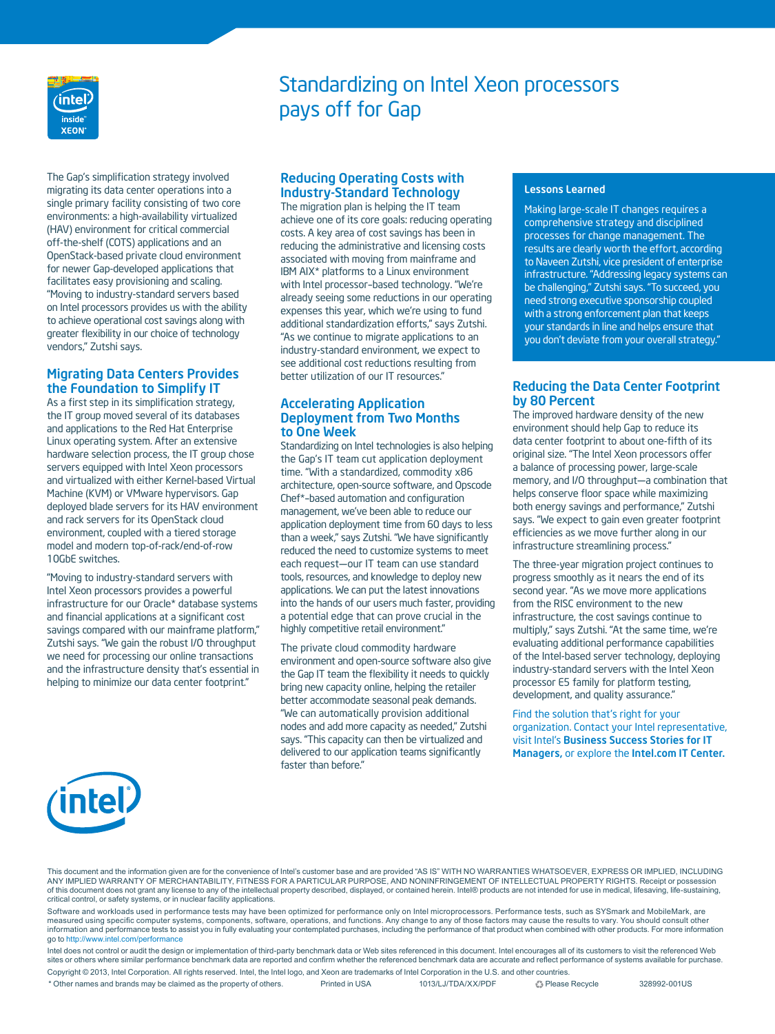# Standardizing on Intel Xeon processors pays off for Gap

The Gap's simplification strategy involved migrating its data center operations into a single primary facility consisting of two core environments: a high-availability virtualized (HAV) environment for critical commercial off-the-shelf (COTS) applications and an OpenStack-based private cloud environment for newer Gap-developed applications that facilitates easy provisioning and scaling. "Moving to industry-standard servers based on Intel processors provides us with the ability to achieve operational cost savings along with greater flexibility in our choice of technology vendors," Zutshi says.

## Migrating Data Centers Provides the Foundation to Simplify IT

As a first step in its simplification strategy, the IT group moved several of its databases and applications to the Red Hat Enterprise Linux operating system. After an extensive hardware selection process, the IT group chose servers equipped with Intel Xeon processors and virtualized with either Kernel-based Virtual Machine (KVM) or VMware hypervisors. Gap deployed blade servers for its HAV environment and rack servers for its OpenStack cloud environment, coupled with a tiered storage model and modern top-of-rack/end-of-row 10GbE switches.

"Moving to industry-standard servers with Intel Xeon processors provides a powerful infrastructure for our Oracle* database systems and financial applications at a significant cost savings compared with our mainframe platform," Zutshi says. "We gain the robust I/O throughput we need for processing our online transactions and the infrastructure density that's essential in helping to minimize our data center footprint."

## Reducing Operating Costs with Industry-Standard Technology

The migration plan is helping the IT team achieve one of its core goals: reducing operating costs. A key area of cost savings has been in reducing the administrative and licensing costs associated with moving from mainframe and IBM AIX* platforms to a Linux environment with Intel processor-based technology. "We're already seeing some reductions in our operating expenses this year, which we're using to fund additional standardization efforts," says Zutshi. "As we continue to migrate applications to an industry-standard environment, we expect to see additional cost reductions resulting from better utilization of our IT resources."

## Accelerating Application Deployment from Two Months to One Week

Standardizing on Intel technologies is also helping the Gap's IT team cut application deployment time. "With a standardized, commodity x86 architecture, open-source software, and Opscode Chef*-based automation and configuration management, we've been able to reduce our application deployment time from 60 days to less than a week," says Zutshi. "We have significantly reduced the need to customize systems to meet each request—our IT team can use standard tools, resources, and knowledge to deploy new applications. We can put the latest innovations into the hands of our users much faster, providing a potential edge that can prove crucial in the highly competitive retail environment."

The private cloud commodity hardware environment and open-source software also give the Gap IT team the flexibility it needs to quickly bring new capacity online, helping the retailer better accommodate seasonal peak demands. "We can automatically provision additional nodes and add more capacity as needed," Zutshi says. "This capacity can then be virtualized and delivered to our application teams significantly faster than before."

### Lessons Learned

Making large-scale IT changes requires a comprehensive strategy and disciplined processes for change management. The results are clearly worth the effort, according to Naveen Zutshi, vice president of enterprise infrastructure. "Addressing legacy systems can be challenging," Zutshi says. "To succeed, you need strong executive sponsorship coupled with a strong enforcement plan that keeps your standards in line and helps ensure that you don't deviate from your overall strategy."

## Reducing the Data Center Footprint by 80 Percent

The improved hardware density of the new environment should help Gap to reduce its data center footprint to about one-fifth of its original size. "The Intel Xeon processors offer a balance of processing power, large-scale memory, and I/O throughput—a combination that helps conserve floor space while maximizing both energy savings and performance," Zutshi says. "We expect to gain even greater footprint efficiencies as we move further along in our infrastructure streamlining process."

The three-year migration project continues to progress smoothly as it nears the end of its second year. "As we move more applications from the RISC environment to the new infrastructure, the cost savings continue to multiply," says Zutshi. "At the same time, we're evaluating additional performance capabilities of the Intel-based server technology, deploying industry-standard servers with the Intel Xeon processor E5 family for platform testing, development, and quality assurance."

Find the solution that's right for your organization. Contact your Intel representative, visit Intel's **Business Success Stories for IT Managers,** or explore the **Intel.com IT Center.**

This document and the information given are for the convenience of Intel's customer base and are provided "AS IS" WITH NO WARRANTIES WHATSOEVER, EXPRESS OR IMPLIED, INCLUDING ANY IMPLIED WARRANTY OF MERCHANTABILITY, FITNESS FOR A PARTICULAR PURPOSE, AND NONINFRINGEMENT OF INTELLECTUAL PROPERTY RIGHTS. Receipt or possession of this document does not grant any license to any of the intellectual property described, displayed, or contained herein. Intel® products are not intended for use in medical, lifesaving, life-sustaining, critical control, or safety systems, or in nuclear facility applications.

Software and workloads used in performance tests may have been optimized for performance only on Intel microprocessors. Performance tests, such as SYSmark and MobileMark, are measured using specific computer systems, components, software, operations, and functions. Any change to any of those factors may cause the results to vary. You should consult other information and performance tests to assist you in fully evaluating your contemplated purchases, including the performance of that product when combined with other products. For more information go to http://www.intel.com/performance

Intel does not control or audit the design or implementation of third-party benchmark data or Web sites referenced in this document. Intel encourages all of its customers to visit the referenced Web sites or others where similar performance benchmark data are reported and confirm whether the referenced benchmark data are accurate and reflect performance of systems available for purchase.

Copyright © 2013, Intel Corporation. All rights reserved. Intel, the Intel logo, and Xeon are trademarks of Intel Corporation in the U.S. and other countries.

* Other names and brands may be claimed as the property of others. Printed in USA 1013/LJ/TDA/XX/PDF Please Recycle 328992-001US